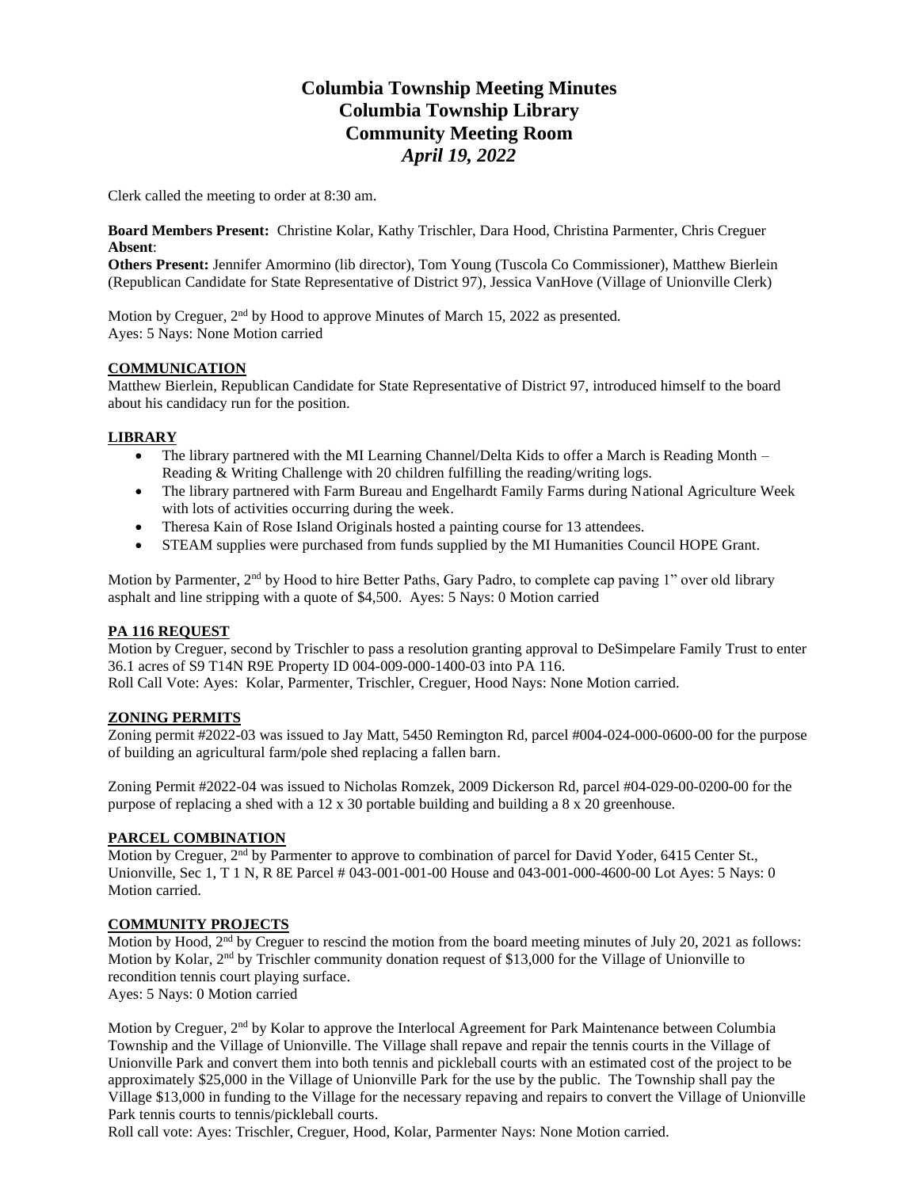# Columbia Township Meeting Minutes
# Columbia Township Library
# Community Meeting Room
# *April 19, 2022*

Clerk called the meeting to order at 8:30 am.

**Board Members Present:** Christine Kolar, Kathy Trischler, Dara Hood, Christina Parmenter, Chris Creguer
**Absent**:
**Others Present:** Jennifer Amormino (lib director), Tom Young (Tuscola Co Commissioner), Matthew Bierlein (Republican Candidate for State Representative of District 97), Jessica VanHove (Village of Unionville Clerk)

Motion by Creguer, 2nd by Hood to approve Minutes of March 15, 2022 as presented.
Ayes: 5 Nays: None Motion carried

## COMMUNICATION

Matthew Bierlein, Republican Candidate for State Representative of District 97, introduced himself to the board about his candidacy run for the position.

## LIBRARY

- The library partnered with the MI Learning Channel/Delta Kids to offer a March is Reading Month – Reading & Writing Challenge with 20 children fulfilling the reading/writing logs.
- The library partnered with Farm Bureau and Engelhardt Family Farms during National Agriculture Week with lots of activities occurring during the week.
- Theresa Kain of Rose Island Originals hosted a painting course for 13 attendees.
- STEAM supplies were purchased from funds supplied by the MI Humanities Council HOPE Grant.

Motion by Parmenter, 2nd by Hood to hire Better Paths, Gary Padro, to complete cap paving 1" over old library asphalt and line stripping with a quote of $4,500. Ayes: 5 Nays: 0 Motion carried

## PA 116 REQUEST

Motion by Creguer, second by Trischler to pass a resolution granting approval to DeSimpelare Family Trust to enter 36.1 acres of S9 T14N R9E Property ID 004-009-000-1400-03 into PA 116.
Roll Call Vote: Ayes: Kolar, Parmenter, Trischler, Creguer, Hood Nays: None Motion carried.

## ZONING PERMITS

Zoning permit #2022-03 was issued to Jay Matt, 5450 Remington Rd, parcel #004-024-000-0600-00 for the purpose of building an agricultural farm/pole shed replacing a fallen barn.

Zoning Permit #2022-04 was issued to Nicholas Romzek, 2009 Dickerson Rd, parcel #04-029-00-0200-00 for the purpose of replacing a shed with a 12 x 30 portable building and building a 8 x 20 greenhouse.

## PARCEL COMBINATION

Motion by Creguer, 2nd by Parmenter to approve to combination of parcel for David Yoder, 6415 Center St., Unionville, Sec 1, T 1 N, R 8E Parcel # 043-001-001-00 House and 043-001-000-4600-00 Lot Ayes: 5 Nays: 0 Motion carried.

## COMMUNITY PROJECTS

Motion by Hood, 2nd by Creguer to rescind the motion from the board meeting minutes of July 20, 2021 as follows: Motion by Kolar, 2nd by Trischler community donation request of $13,000 for the Village of Unionville to recondition tennis court playing surface.
Ayes: 5 Nays: 0 Motion carried

Motion by Creguer, 2nd by Kolar to approve the Interlocal Agreement for Park Maintenance between Columbia Township and the Village of Unionville. The Village shall repave and repair the tennis courts in the Village of Unionville Park and convert them into both tennis and pickleball courts with an estimated cost of the project to be approximately $25,000 in the Village of Unionville Park for the use by the public. The Township shall pay the Village $13,000 in funding to the Village for the necessary repaving and repairs to convert the Village of Unionville Park tennis courts to tennis/pickleball courts.
Roll call vote: Ayes: Trischler, Creguer, Hood, Kolar, Parmenter Nays: None Motion carried.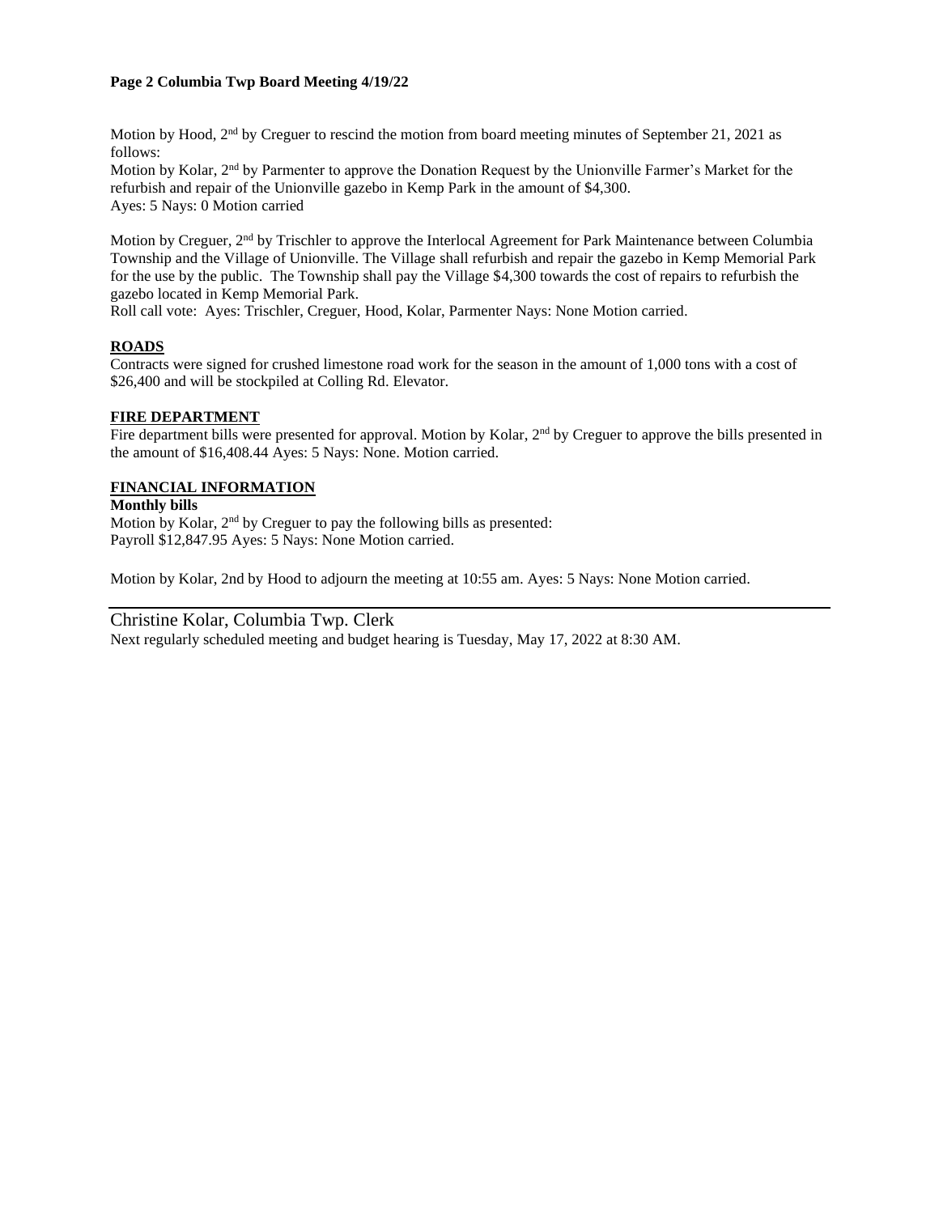Motion by Hood, 2nd by Creguer to rescind the motion from board meeting minutes of September 21, 2021 as follows:
Motion by Kolar, 2nd by Parmenter to approve the Donation Request by the Unionville Farmer's Market for the refurbish and repair of the Unionville gazebo in Kemp Park in the amount of $4,300.
Ayes: 5 Nays: 0 Motion carried

Motion by Creguer, 2nd by Trischler to approve the Interlocal Agreement for Park Maintenance between Columbia Township and the Village of Unionville. The Village shall refurbish and repair the gazebo in Kemp Memorial Park for the use by the public. The Township shall pay the Village $4,300 towards the cost of repairs to refurbish the gazebo located in Kemp Memorial Park.
Roll call vote: Ayes: Trischler, Creguer, Hood, Kolar, Parmenter Nays: None Motion carried.

**ROADS**

Contracts were signed for crushed limestone road work for the season in the amount of 1,000 tons with a cost of $26,400 and will be stockpiled at Colling Rd. Elevator.

**FIRE DEPARTMENT**

Fire department bills were presented for approval. Motion by Kolar, 2nd by Creguer to approve the bills presented in the amount of $16,408.44 Ayes: 5 Nays: None. Motion carried.

**FINANCIAL INFORMATION**

**Monthly bills**

Motion by Kolar, 2nd by Creguer to pay the following bills as presented:
Payroll $12,847.95 Ayes: 5 Nays: None Motion carried.

Motion by Kolar, 2nd by Hood to adjourn the meeting at 10:55 am. Ayes: 5 Nays: None Motion carried.

---

Christine Kolar, Columbia Twp. Clerk
Next regularly scheduled meeting and budget hearing is Tuesday, May 17, 2022 at 8:30 AM.